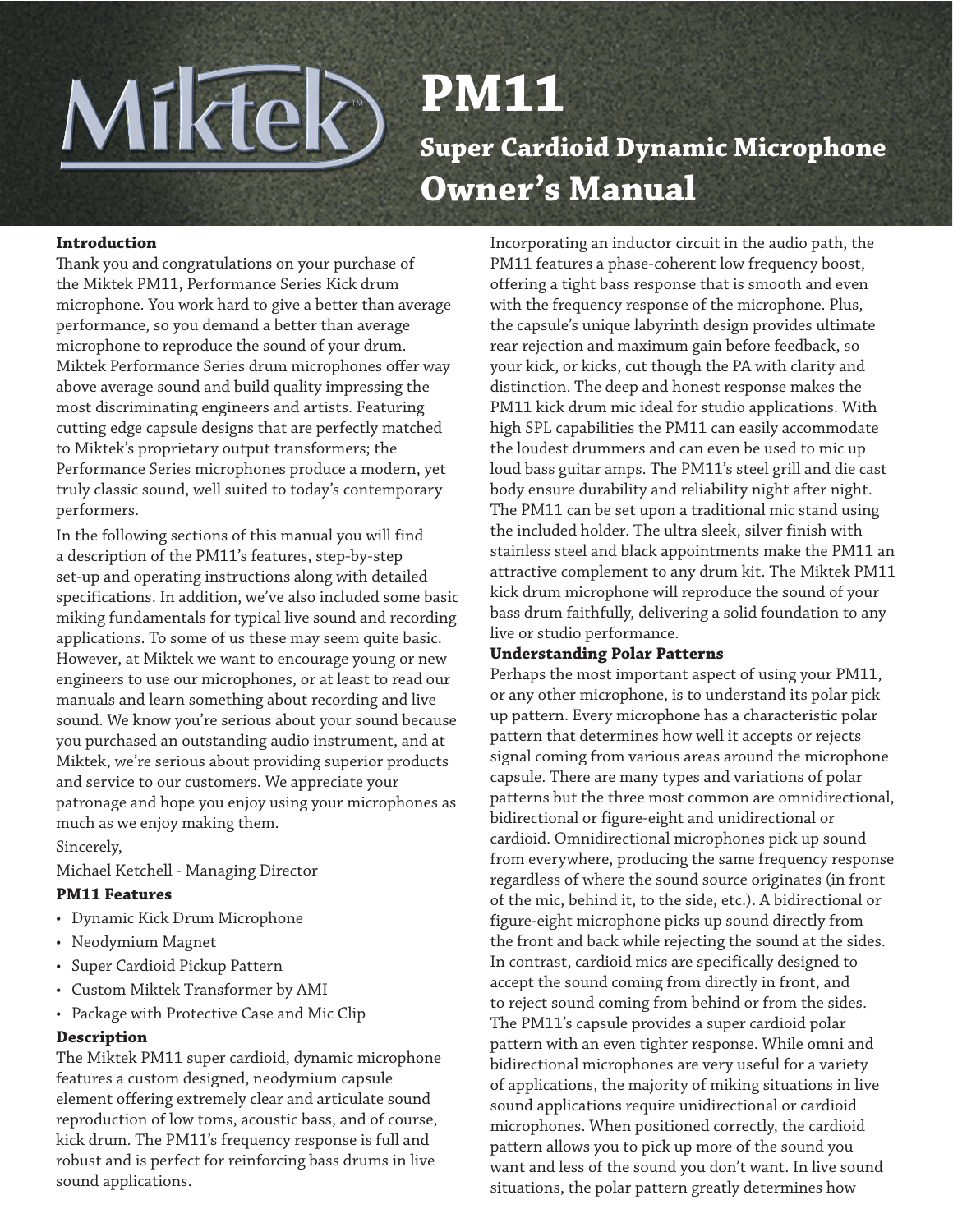# PM11

## Super Cardioid Dynamic Microphone

## Owner's Manual

**Introduction**

Thank you and congratulations on your purchase of the Miktek PM11, Performance Series Kick drum microphone. You work hard to give a better than average performance, so you demand a better than average microphone to reproduce the sound of your drum. Miktek Performance Series drum microphones offer way above average sound and build quality impressing the most discriminating engineers and artists. Featuring cutting edge capsule designs that are perfectly matched to Miktek's proprietary output transformers; the Performance Series microphones produce a modern, yet truly classic sound, well suited to today's contemporary performers.

In the following sections of this manual you will find a description of the PM11's features, step-by-step set-up and operating instructions along with detailed specifications. In addition, we've also included some basic miking fundamentals for typical live sound and recording applications. To some of us these may seem quite basic. However, at Miktek we want to encourage young or new engineers to use our microphones, or at least to read our manuals and learn something about recording and live sound. We know you're serious about your sound because you purchased an outstanding audio instrument, and at Miktek, we're serious about providing superior products and service to our customers. We appreciate your patronage and hope you enjoy using your microphones as much as we enjoy making them.

Sincerely,

Michael Ketchell - Managing Director

**PM11 Features**

- Dynamic Kick Drum Microphone
- Neodymium Magnet
- Super Cardioid Pickup Pattern
- Custom Miktek Transformer by AMI
- Package with Protective Case and Mic Clip

**Description**

The Miktek PM11 super cardioid, dynamic microphone features a custom designed, neodymium capsule element offering extremely clear and articulate sound reproduction of low toms, acoustic bass, and of course, kick drum. The PM11's frequency response is full and robust and is perfect for reinforcing bass drums in live sound applications.

Incorporating an inductor circuit in the audio path, the PM11 features a phase-coherent low frequency boost, offering a tight bass response that is smooth and even with the frequency response of the microphone. Plus, the capsule's unique labyrinth design provides ultimate rear rejection and maximum gain before feedback, so your kick, or kicks, cut though the PA with clarity and distinction. The deep and honest response makes the PM11 kick drum mic ideal for studio applications. With high SPL capabilities the PM11 can easily accommodate the loudest drummers and can even be used to mic up loud bass guitar amps. The PM11's steel grill and die cast body ensure durability and reliability night after night. The PM11 can be set upon a traditional mic stand using the included holder. The ultra sleek, silver finish with stainless steel and black appointments make the PM11 an attractive complement to any drum kit. The Miktek PM11 kick drum microphone will reproduce the sound of your bass drum faithfully, delivering a solid foundation to any live or studio performance.

**Understanding Polar Patterns**

Perhaps the most important aspect of using your PM11, or any other microphone, is to understand its polar pick up pattern. Every microphone has a characteristic polar pattern that determines how well it accepts or rejects signal coming from various areas around the microphone capsule. There are many types and variations of polar patterns but the three most common are omnidirectional, bidirectional or figure-eight and unidirectional or cardioid. Omnidirectional microphones pick up sound from everywhere, producing the same frequency response regardless of where the sound source originates (in front of the mic, behind it, to the side, etc.). A bidirectional or figure-eight microphone picks up sound directly from the front and back while rejecting the sound at the sides. In contrast, cardioid mics are specifically designed to accept the sound coming from directly in front, and to reject sound coming from behind or from the sides. The PM11's capsule provides a super cardioid polar pattern with an even tighter response. While omni and bidirectional microphones are very useful for a variety of applications, the majority of miking situations in live sound applications require unidirectional or cardioid microphones. When positioned correctly, the cardioid pattern allows you to pick up more of the sound you want and less of the sound you don't want. In live sound situations, the polar pattern greatly determines how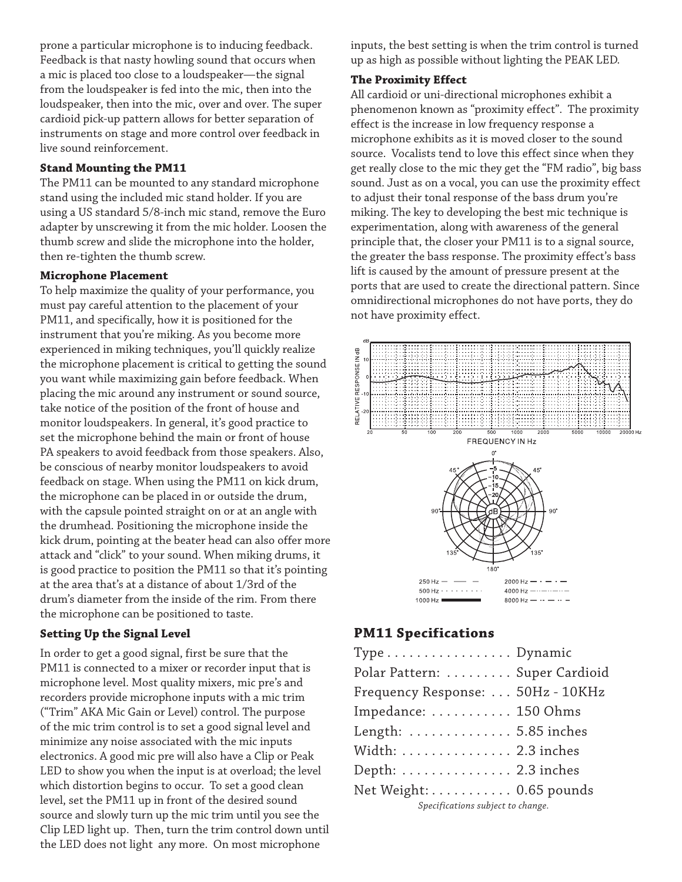prone a particular microphone is to inducing feedback. Feedback is that nasty howling sound that occurs when a mic is placed too close to a loudspeaker—the signal from the loudspeaker is fed into the mic, then into the loudspeaker, then into the mic, over and over. The super cardioid pick-up pattern allows for better separation of instruments on stage and more control over feedback in live sound reinforcement.

### Stand Mounting the PM11

The PM11 can be mounted to any standard microphone stand using the included mic stand holder. If you are using a US standard 5/8-inch mic stand, remove the Euro adapter by unscrewing it from the mic holder. Loosen the thumb screw and slide the microphone into the holder, then re-tighten the thumb screw.

### Microphone Placement

To help maximize the quality of your performance, you must pay careful attention to the placement of your PM11, and specifically, how it is positioned for the instrument that you're miking. As you become more experienced in miking techniques, you'll quickly realize the microphone placement is critical to getting the sound you want while maximizing gain before feedback. When placing the mic around any instrument or sound source, take notice of the position of the front of house and monitor loudspeakers. In general, it's good practice to set the microphone behind the main or front of house PA speakers to avoid feedback from those speakers. Also, be conscious of nearby monitor loudspeakers to avoid feedback on stage. When using the PM11 on kick drum, the microphone can be placed in or outside the drum, with the capsule pointed straight on or at an angle with the drumhead. Positioning the microphone inside the kick drum, pointing at the beater head can also offer more attack and "click" to your sound. When miking drums, it is good practice to position the PM11 so that it's pointing at the area that's at a distance of about 1/3rd of the drum's diameter from the inside of the rim. From there the microphone can be positioned to taste.

### Setting Up the Signal Level

In order to get a good signal, first be sure that the PM11 is connected to a mixer or recorder input that is microphone level. Most quality mixers, mic pre's and recorders provide microphone inputs with a mic trim ("Trim" AKA Mic Gain or Level) control. The purpose of the mic trim control is to set a good signal level and minimize any noise associated with the mic inputs electronics. A good mic pre will also have a Clip or Peak LED to show you when the input is at overload; the level which distortion begins to occur. To set a good clean level, set the PM11 up in front of the desired sound source and slowly turn up the mic trim until you see the Clip LED light up. Then, turn the trim control down until the LED does not light any more. On most microphone inputs, the best setting is when the trim control is turned up as high as possible without lighting the PEAK LED.

### The Proximity Effect

All cardioid or uni-directional microphones exhibit a phenomenon known as "proximity effect". The proximity effect is the increase in low frequency response a microphone exhibits as it is moved closer to the sound source. Vocalists tend to love this effect since when they get really close to the mic they get the "FM radio", big bass sound. Just as on a vocal, you can use the proximity effect to adjust their tonal response of the bass drum you're miking. The key to developing the best mic technique is experimentation, along with awareness of the general principle that, the closer your PM11 is to a signal source, the greater the bass response. The proximity effect's bass lift is caused by the amount of pressure present at the ports that are used to create the directional pattern. Since omnidirectional microphones do not have ports, they do not have proximity effect.

dB
10
0
-10
-20
RELATIVE RESPONSE IN dB
20 50 100 200 500 1000 2000 5000 10000 20000 Hz
FREQUENCY IN Hz

0°
45° 45°
90° 90°
135° 135°
180°
5
10
15
20
dB
250 Hz
500 Hz
1000 Hz
2000 Hz
4000 Hz
8000 Hz

## PM11 Specifications

| | |
|---|---|
| Type | Dynamic |
| Polar Pattern: | Super Cardioid |
| Frequency Response: | 50Hz - 10KHz |
| Impedance: | 150 Ohms |
| Length: | 5.85 inches |
| Width: | 2.3 inches |
| Depth: | 2.3 inches |
| Net Weight: | 0.65 pounds |

*Specifications subject to change.*